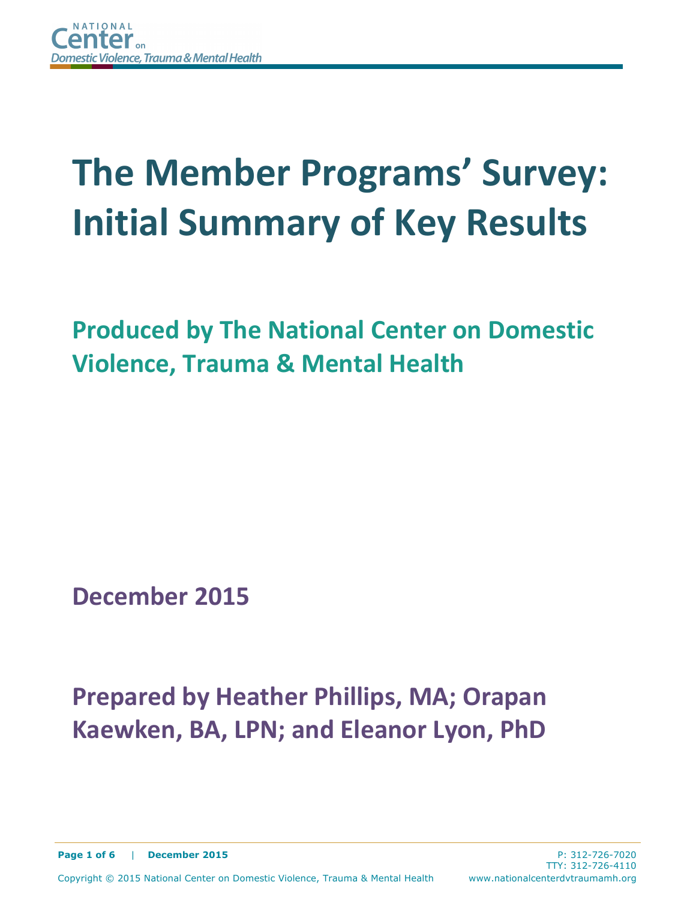# The Member Programs' Survey: Initial Summary of Key Results

## Produced by The National Center on Domestic Violence, Trauma & Mental Health

**December 2015**

**Prepared by Heather Phillips, MA; Orapan Kaewken, BA, LPN; and Eleanor Lyon, PhD**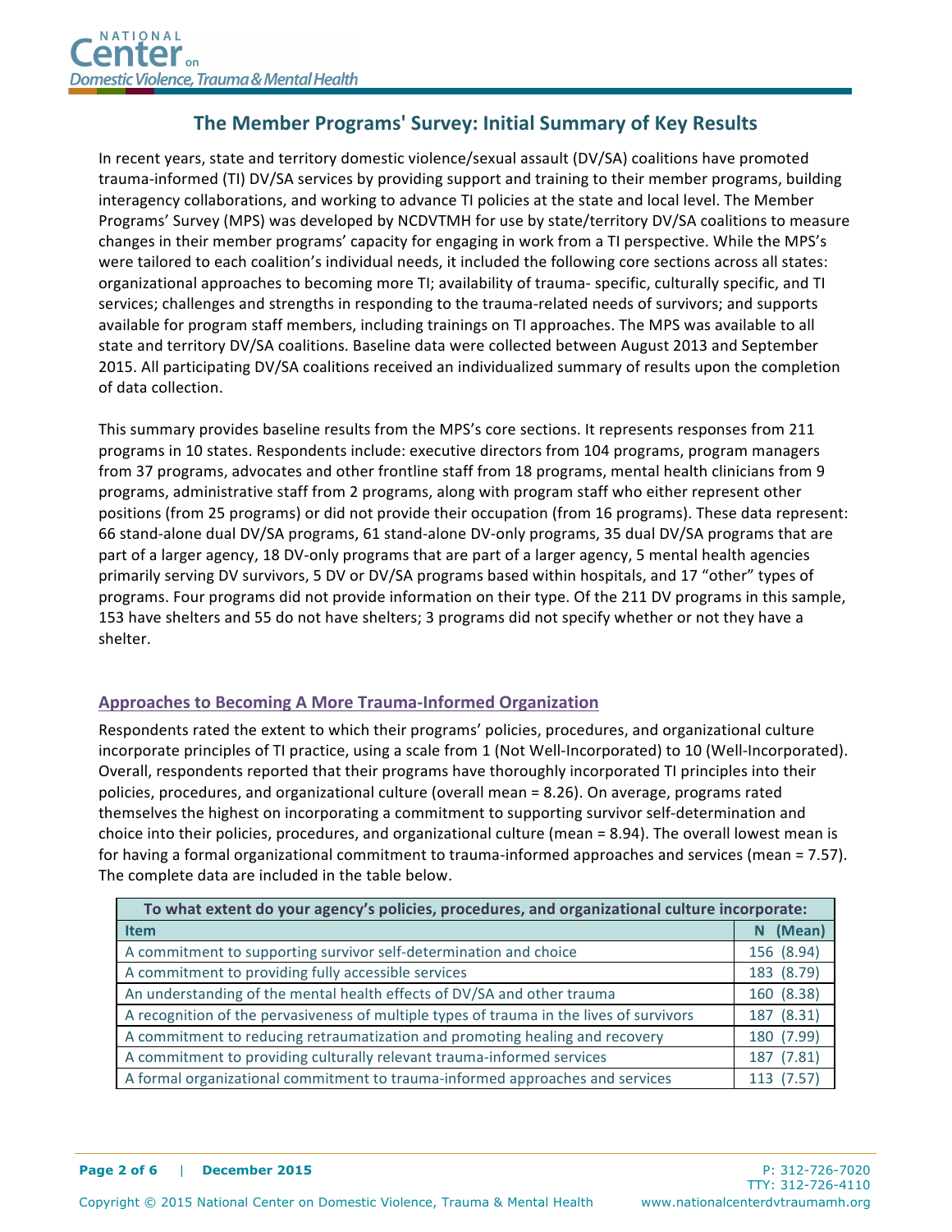## The Member Programs' Survey: Initial Summary of Key Results

In recent years, state and territory domestic violence/sexual assault (DV/SA) coalitions have promoted trauma-informed (TI) DV/SA services by providing support and training to their member programs, building interagency collaborations, and working to advance TI policies at the state and local level. The Member Programs' Survey (MPS) was developed by NCDVTMH for use by state/territory DV/SA coalitions to measure changes in their member programs' capacity for engaging in work from a TI perspective. While the MPS's were tailored to each coalition's individual needs, it included the following core sections across all states: organizational approaches to becoming more TI; availability of trauma- specific, culturally specific, and TI services; challenges and strengths in responding to the trauma-related needs of survivors; and supports available for program staff members, including trainings on TI approaches. The MPS was available to all state and territory DV/SA coalitions. Baseline data were collected between August 2013 and September 2015. All participating DV/SA coalitions received an individualized summary of results upon the completion of data collection.

This summary provides baseline results from the MPS's core sections. It represents responses from 211 programs in 10 states. Respondents include: executive directors from 104 programs, program managers from 37 programs, advocates and other frontline staff from 18 programs, mental health clinicians from 9 programs, administrative staff from 2 programs, along with program staff who either represent other positions (from 25 programs) or did not provide their occupation (from 16 programs). These data represent: 66 stand-alone dual DV/SA programs, 61 stand-alone DV-only programs, 35 dual DV/SA programs that are part of a larger agency, 18 DV-only programs that are part of a larger agency, 5 mental health agencies primarily serving DV survivors, 5 DV or DV/SA programs based within hospitals, and 17 "other" types of programs. Four programs did not provide information on their type. Of the 211 DV programs in this sample, 153 have shelters and 55 do not have shelters; 3 programs did not specify whether or not they have a shelter.

### Approaches to Becoming A More Trauma-Informed Organization

Respondents rated the extent to which their programs' policies, procedures, and organizational culture incorporate principles of TI practice, using a scale from 1 (Not Well-Incorporated) to 10 (Well-Incorporated). Overall, respondents reported that their programs have thoroughly incorporated TI principles into their policies, procedures, and organizational culture (overall mean = 8.26). On average, programs rated themselves the highest on incorporating a commitment to supporting survivor self-determination and choice into their policies, procedures, and organizational culture (mean = 8.94). The overall lowest mean is for having a formal organizational commitment to trauma-informed approaches and services (mean = 7.57). The complete data are included in the table below.

| To what extent do your agency's policies, procedures, and organizational culture incorporate: | |
|---|---|
| **Item** | **N (Mean)** |
| A commitment to supporting survivor self-determination and choice | 156 (8.94) |
| A commitment to providing fully accessible services | 183 (8.79) |
| An understanding of the mental health effects of DV/SA and other trauma | 160 (8.38) |
| A recognition of the pervasiveness of multiple types of trauma in the lives of survivors | 187 (8.31) |
| A commitment to reducing retraumatization and promoting healing and recovery | 180 (7.99) |
| A commitment to providing culturally relevant trauma-informed services | 187 (7.81) |
| A formal organizational commitment to trauma-informed approaches and services | 113 (7.57) |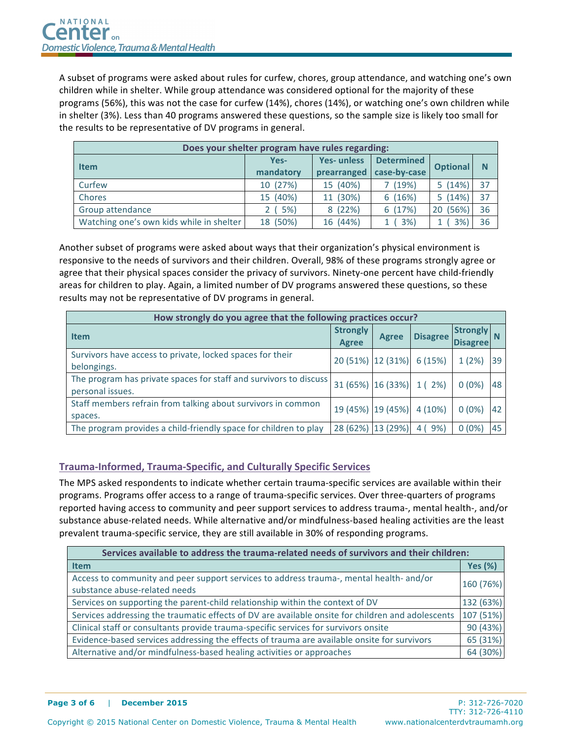A subset of programs were asked about rules for curfew, chores, group attendance, and watching one's own children while in shelter. While group attendance was considered optional for the majority of these programs (56%), this was not the case for curfew (14%), chores (14%), or watching one's own children while in shelter (3%). Less than 40 programs answered these questions, so the sample size is likely too small for the results to be representative of DV programs in general.

| Does your shelter program have rules regarding: | | | | | |
|---|---|---|---|---|---|
| Item | Yes-mandatory | Yes- unless prearranged | Determined case-by-case | Optional | N |
| Curfew | 10 (27%) | 15 (40%) | 7 (19%) | 5 (14%) | 37 |
| Chores | 15 (40%) | 11 (30%) | 6 (16%) | 5 (14%) | 37 |
| Group attendance | 2 ( 5%) | 8 (22%) | 6 (17%) | 20 (56%) | 36 |
| Watching one's own kids while in shelter | 18 (50%) | 16 (44%) | 1 ( 3%) | 1 ( 3%) | 36 |

Another subset of programs were asked about ways that their organization's physical environment is responsive to the needs of survivors and their children. Overall, 98% of these programs strongly agree or agree that their physical spaces consider the privacy of survivors. Ninety-one percent have child-friendly areas for children to play. Again, a limited number of DV programs answered these questions, so these results may not be representative of DV programs in general.

| How strongly do you agree that the following practices occur? | | | | | |
|---|---|---|---|---|---|
| Item | Strongly Agree | Agree | Disagree | Strongly Disagree | N |
| Survivors have access to private, locked spaces for their belongings. | 20 (51%) | 12 (31%) | 6 (15%) | 1 (2%) | 39 |
| The program has private spaces for staff and survivors to discuss personal issues. | 31 (65%) | 16 (33%) | 1 ( 2%) | 0 (0%) | 48 |
| Staff members refrain from talking about survivors in common spaces. | 19 (45%) | 19 (45%) | 4 (10%) | 0 (0%) | 42 |
| The program provides a child-friendly space for children to play | 28 (62%) | 13 (29%) | 4 ( 9%) | 0 (0%) | 45 |

## Trauma-Informed, Trauma-Specific, and Culturally Specific Services

The MPS asked respondents to indicate whether certain trauma-specific services are available within their programs. Programs offer access to a range of trauma-specific services. Over three-quarters of programs reported having access to community and peer support services to address trauma-, mental health-, and/or substance abuse-related needs. While alternative and/or mindfulness-based healing activities are the least prevalent trauma-specific service, they are still available in 30% of responding programs.

| Services available to address the trauma-related needs of survivors and their children: | |
|---|---|
| Item | Yes (%) |
| Access to community and peer support services to address trauma-, mental health- and/or substance abuse-related needs | 160 (76%) |
| Services on supporting the parent-child relationship within the context of DV | 132 (63%) |
| Services addressing the traumatic effects of DV are available onsite for children and adolescents | 107 (51%) |
| Clinical staff or consultants provide trauma-specific services for survivors onsite | 90 (43%) |
| Evidence-based services addressing the effects of trauma are available onsite for survivors | 65 (31%) |
| Alternative and/or mindfulness-based healing activities or approaches | 64 (30%) |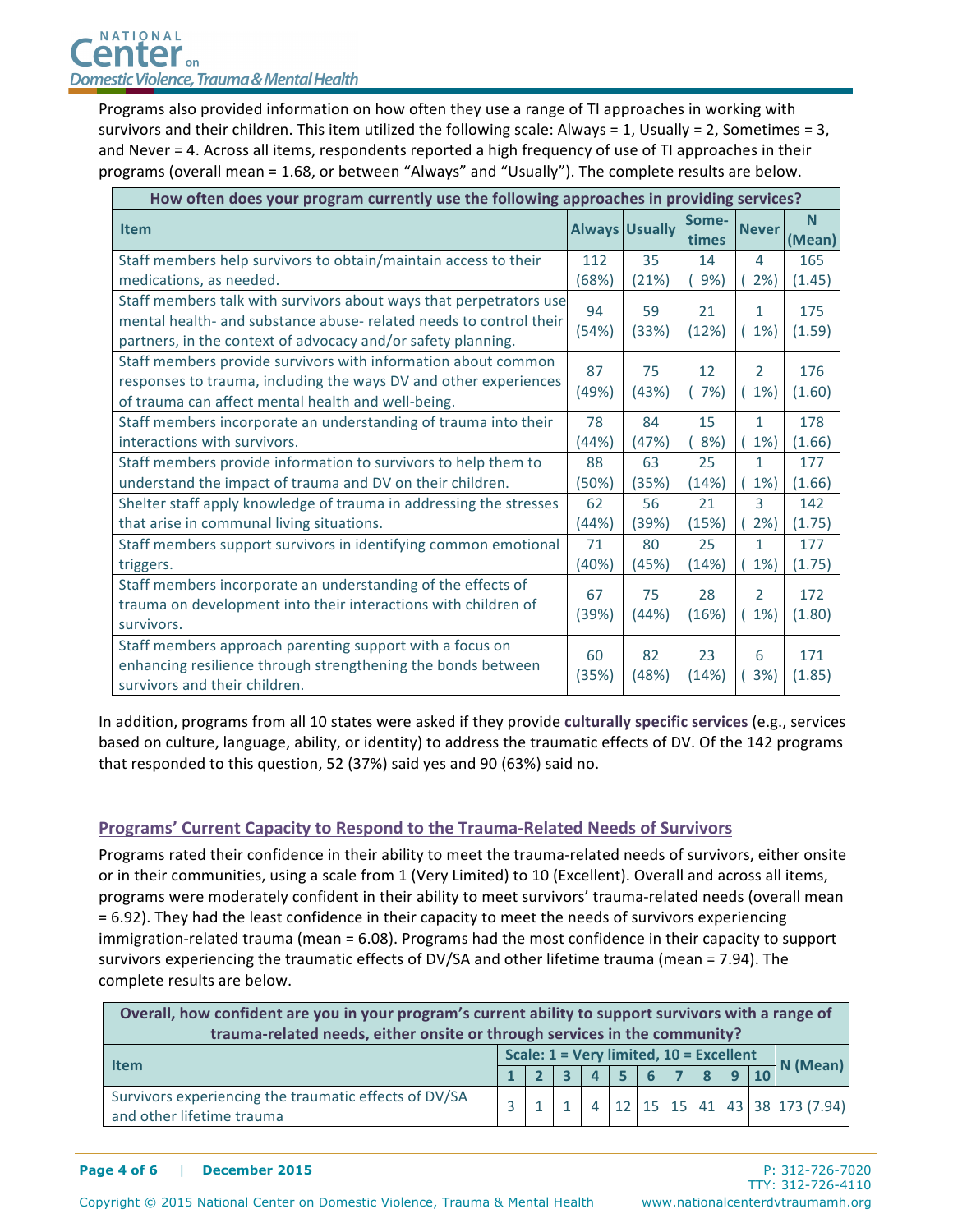Programs also provided information on how often they use a range of TI approaches in working with survivors and their children. This item utilized the following scale: Always = 1, Usually = 2, Sometimes = 3, and Never = 4. Across all items, respondents reported a high frequency of use of TI approaches in their programs (overall mean = 1.68, or between "Always" and "Usually"). The complete results are below.

| How often does your program currently use the following approaches in providing services? | | | | | |
|---|---|---|---|---|---|
| **Item** | **Always** | **Usually** | **Some-times** | **Never** | **N (Mean)** |
| Staff members help survivors to obtain/maintain access to their medications, as needed. | 112 (68%) | 35 (21%) | 14 ( 9%) | 4 ( 2%) | 165 (1.45) |
| Staff members talk with survivors about ways that perpetrators use mental health- and substance abuse- related needs to control their partners, in the context of advocacy and/or safety planning. | 94 (54%) | 59 (33%) | 21 (12%) | 1 ( 1%) | 175 (1.59) |
| Staff members provide survivors with information about common responses to trauma, including the ways DV and other experiences of trauma can affect mental health and well-being. | 87 (49%) | 75 (43%) | 12 ( 7%) | 2 ( 1%) | 176 (1.60) |
| Staff members incorporate an understanding of trauma into their interactions with survivors. | 78 (44%) | 84 (47%) | 15 ( 8%) | 1 ( 1%) | 178 (1.66) |
| Staff members provide information to survivors to help them to understand the impact of trauma and DV on their children. | 88 (50%) | 63 (35%) | 25 (14%) | 1 ( 1%) | 177 (1.66) |
| Shelter staff apply knowledge of trauma in addressing the stresses that arise in communal living situations. | 62 (44%) | 56 (39%) | 21 (15%) | 3 ( 2%) | 142 (1.75) |
| Staff members support survivors in identifying common emotional triggers. | 71 (40%) | 80 (45%) | 25 (14%) | 1 ( 1%) | 177 (1.75) |
| Staff members incorporate an understanding of the effects of trauma on development into their interactions with children of survivors. | 67 (39%) | 75 (44%) | 28 (16%) | 2 ( 1%) | 172 (1.80) |
| Staff members approach parenting support with a focus on enhancing resilience through strengthening the bonds between survivors and their children. | 60 (35%) | 82 (48%) | 23 (14%) | 6 ( 3%) | 171 (1.85) |

In addition, programs from all 10 states were asked if they provide **culturally specific services** (e.g., services based on culture, language, ability, or identity) to address the traumatic effects of DV. Of the 142 programs that responded to this question, 52 (37%) said yes and 90 (63%) said no.

## Programs' Current Capacity to Respond to the Trauma-Related Needs of Survivors

Programs rated their confidence in their ability to meet the trauma-related needs of survivors, either onsite or in their communities, using a scale from 1 (Very Limited) to 10 (Excellent). Overall and across all items, programs were moderately confident in their ability to meet survivors' trauma-related needs (overall mean = 6.92). They had the least confidence in their capacity to meet the needs of survivors experiencing immigration-related trauma (mean = 6.08). Programs had the most confidence in their capacity to support survivors experiencing the traumatic effects of DV/SA and other lifetime trauma (mean = 7.94). The complete results are below.

| Overall, how confident are you in your program's current ability to support survivors with a range of trauma-related needs, either onsite or through services in the community? | | | | | | | | | | | |
|---|---|---|---|---|---|---|---|---|---|---|---|
| **Item** | **Scale: 1 = Very limited, 10 = Excellent** | | | | | | | | | | **N (Mean)** |
| | **1** | **2** | **3** | **4** | **5** | **6** | **7** | **8** | **9** | **10** | |
| Survivors experiencing the traumatic effects of DV/SA and other lifetime trauma | 3 | 1 | 1 | 4 | 12 | 15 | 15 | 41 | 43 | 38 | 173 (7.94) |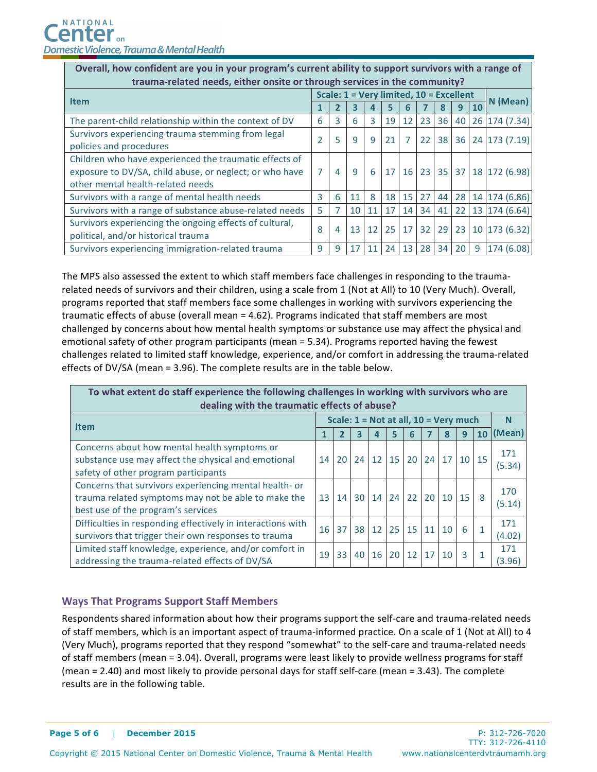| Overall, how confident are you in your program's current ability to support survivors with a range of trauma-related needs, either onsite or through services in the community? | | | | | | | | | | | |
|---|---|---|---|---|---|---|---|---|---|---|---|
| Item | Scale: 1 = Very limited, 10 = Excellent | | | | | | | | | | N (Mean) |
| | 1 | 2 | 3 | 4 | 5 | 6 | 7 | 8 | 9 | 10 | |
| The parent-child relationship within the context of DV | 6 | 3 | 6 | 3 | 19 | 12 | 23 | 36 | 40 | 26 | 174 (7.34) |
| Survivors experiencing trauma stemming from legal policies and procedures | 2 | 5 | 9 | 9 | 21 | 7 | 22 | 38 | 36 | 24 | 173 (7.19) |
| Children who have experienced the traumatic effects of exposure to DV/SA, child abuse, or neglect; or who have other mental health-related needs | 7 | 4 | 9 | 6 | 17 | 16 | 23 | 35 | 37 | 18 | 172 (6.98) |
| Survivors with a range of mental health needs | 3 | 6 | 11 | 8 | 18 | 15 | 27 | 44 | 28 | 14 | 174 (6.86) |
| Survivors with a range of substance abuse-related needs | 5 | 7 | 10 | 11 | 17 | 14 | 34 | 41 | 22 | 13 | 174 (6.64) |
| Survivors experiencing the ongoing effects of cultural, political, and/or historical trauma | 8 | 4 | 13 | 12 | 25 | 17 | 32 | 29 | 23 | 10 | 173 (6.32) |
| Survivors experiencing immigration-related trauma | 9 | 9 | 17 | 11 | 24 | 13 | 28 | 34 | 20 | 9 | 174 (6.08) |

The MPS also assessed the extent to which staff members face challenges in responding to the trauma-related needs of survivors and their children, using a scale from 1 (Not at All) to 10 (Very Much). Overall, programs reported that staff members face some challenges in working with survivors experiencing the traumatic effects of abuse (overall mean = 4.62). Programs indicated that staff members are most challenged by concerns about how mental health symptoms or substance use may affect the physical and emotional safety of other program participants (mean = 5.34). Programs reported having the fewest challenges related to limited staff knowledge, experience, and/or comfort in addressing the trauma-related effects of DV/SA (mean = 3.96). The complete results are in the table below.

| To what extent do staff experience the following challenges in working with survivors who are dealing with the traumatic effects of abuse? | | | | | | | | | | | |
|---|---|---|---|---|---|---|---|---|---|---|---|
| Item | Scale: 1 = Not at all, 10 = Very much | | | | | | | | | | N (Mean) |
| | 1 | 2 | 3 | 4 | 5 | 6 | 7 | 8 | 9 | 10 | |
| Concerns about how mental health symptoms or substance use may affect the physical and emotional safety of other program participants | 14 | 20 | 24 | 12 | 15 | 20 | 24 | 17 | 10 | 15 | 171 (5.34) |
| Concerns that survivors experiencing mental health- or trauma related symptoms may not be able to make the best use of the program's services | 13 | 14 | 30 | 14 | 24 | 22 | 20 | 10 | 15 | 8 | 170 (5.14) |
| Difficulties in responding effectively in interactions with survivors that trigger their own responses to trauma | 16 | 37 | 38 | 12 | 25 | 15 | 11 | 10 | 6 | 1 | 171 (4.02) |
| Limited staff knowledge, experience, and/or comfort in addressing the trauma-related effects of DV/SA | 19 | 33 | 40 | 16 | 20 | 12 | 17 | 10 | 3 | 1 | 171 (3.96) |

## Ways That Programs Support Staff Members

Respondents shared information about how their programs support the self-care and trauma-related needs of staff members, which is an important aspect of trauma-informed practice. On a scale of 1 (Not at All) to 4 (Very Much), programs reported that they respond "somewhat" to the self-care and trauma-related needs of staff members (mean = 3.04). Overall, programs were least likely to provide wellness programs for staff (mean = 2.40) and most likely to provide personal days for staff self-care (mean = 3.43). The complete results are in the following table.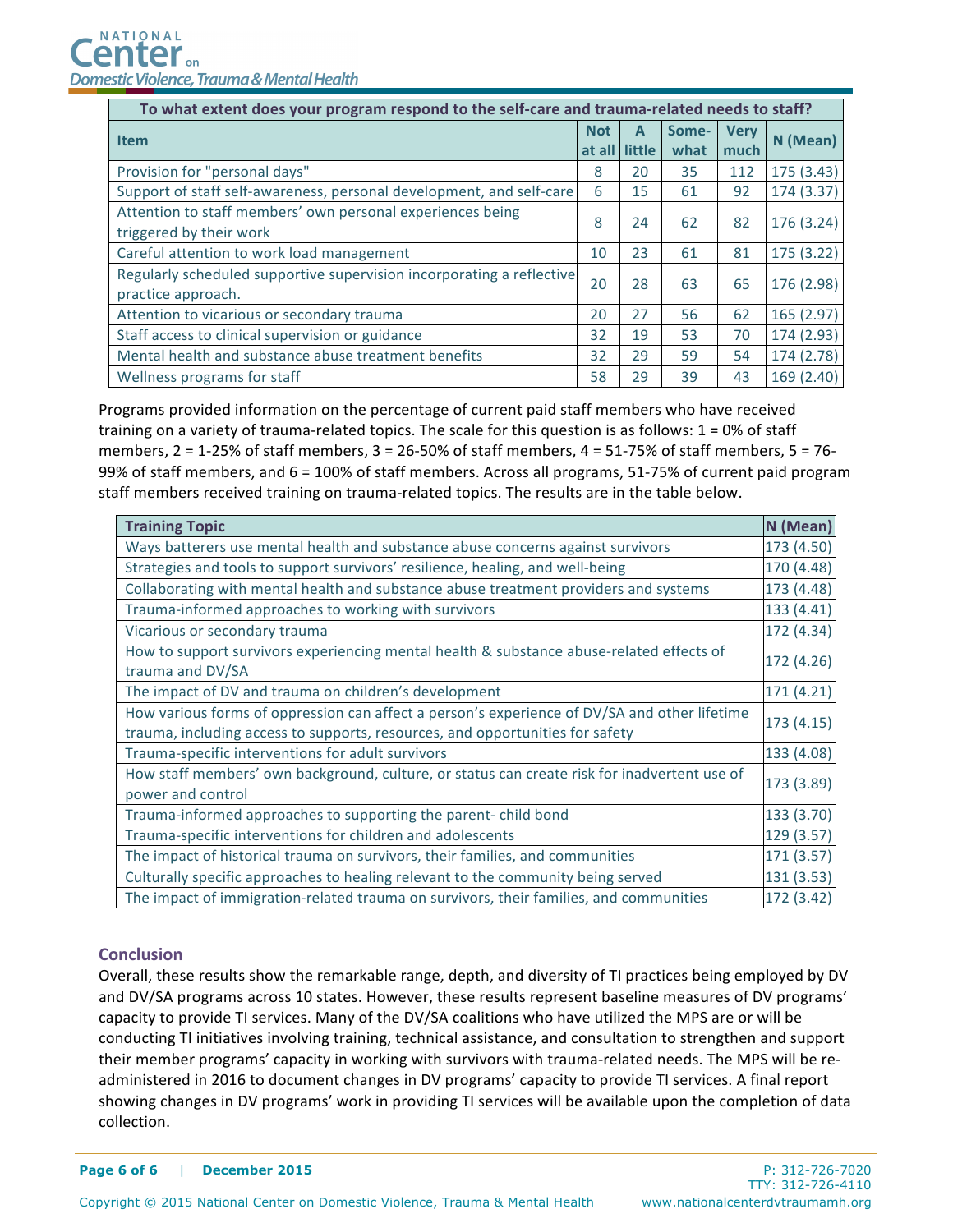| To what extent does your program respond to the self-care and trauma-related needs to staff? | | | | | |
|---|---|---|---|---|---|
| **Item** | **Not at all** | **A little** | **Some-what** | **Very much** | **N (Mean)** |
| Provision for "personal days" | 8 | 20 | 35 | 112 | 175 (3.43) |
| Support of staff self-awareness, personal development, and self-care | 6 | 15 | 61 | 92 | 174 (3.37) |
| Attention to staff members' own personal experiences being triggered by their work | 8 | 24 | 62 | 82 | 176 (3.24) |
| Careful attention to work load management | 10 | 23 | 61 | 81 | 175 (3.22) |
| Regularly scheduled supportive supervision incorporating a reflective practice approach. | 20 | 28 | 63 | 65 | 176 (2.98) |
| Attention to vicarious or secondary trauma | 20 | 27 | 56 | 62 | 165 (2.97) |
| Staff access to clinical supervision or guidance | 32 | 19 | 53 | 70 | 174 (2.93) |
| Mental health and substance abuse treatment benefits | 32 | 29 | 59 | 54 | 174 (2.78) |
| Wellness programs for staff | 58 | 29 | 39 | 43 | 169 (2.40) |

Programs provided information on the percentage of current paid staff members who have received training on a variety of trauma-related topics. The scale for this question is as follows: 1 = 0% of staff members, 2 = 1-25% of staff members, 3 = 26-50% of staff members, 4 = 51-75% of staff members, 5 = 76-99% of staff members, and 6 = 100% of staff members. Across all programs, 51-75% of current paid program staff members received training on trauma-related topics. The results are in the table below.

| Training Topic | N (Mean) |
|---|---|
| Ways batterers use mental health and substance abuse concerns against survivors | 173 (4.50) |
| Strategies and tools to support survivors' resilience, healing, and well-being | 170 (4.48) |
| Collaborating with mental health and substance abuse treatment providers and systems | 173 (4.48) |
| Trauma-informed approaches to working with survivors | 133 (4.41) |
| Vicarious or secondary trauma | 172 (4.34) |
| How to support survivors experiencing mental health & substance abuse-related effects of trauma and DV/SA | 172 (4.26) |
| The impact of DV and trauma on children's development | 171 (4.21) |
| How various forms of oppression can affect a person's experience of DV/SA and other lifetime trauma, including access to supports, resources, and opportunities for safety | 173 (4.15) |
| Trauma-specific interventions for adult survivors | 133 (4.08) |
| How staff members' own background, culture, or status can create risk for inadvertent use of power and control | 173 (3.89) |
| Trauma-informed approaches to supporting the parent- child bond | 133 (3.70) |
| Trauma-specific interventions for children and adolescents | 129 (3.57) |
| The impact of historical trauma on survivors, their families, and communities | 171 (3.57) |
| Culturally specific approaches to healing relevant to the community being served | 131 (3.53) |
| The impact of immigration-related trauma on survivors, their families, and communities | 172 (3.42) |

## Conclusion

Overall, these results show the remarkable range, depth, and diversity of TI practices being employed by DV and DV/SA programs across 10 states. However, these results represent baseline measures of DV programs' capacity to provide TI services. Many of the DV/SA coalitions who have utilized the MPS are or will be conducting TI initiatives involving training, technical assistance, and consultation to strengthen and support their member programs' capacity in working with survivors with trauma-related needs. The MPS will be re-administered in 2016 to document changes in DV programs' capacity to provide TI services. A final report showing changes in DV programs' work in providing TI services will be available upon the completion of data collection.